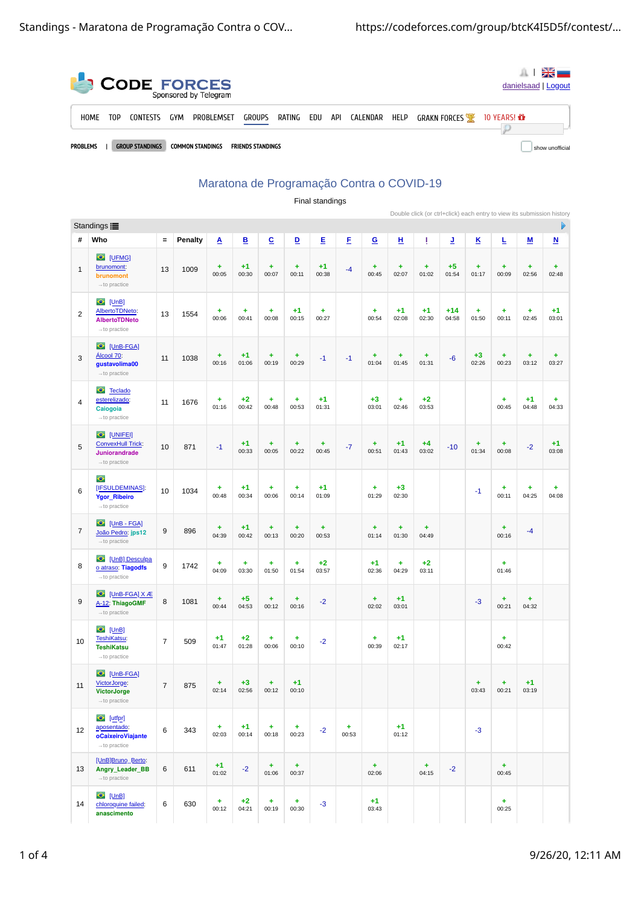CODE FORCES
Sponsored by Telegram

danielsaad | Logout

HOME TOP CONTESTS GYM PROBLEMSET GROUPS RATING EDU API CALENDAR HELP GRAKN FORCES 10 YEARS!

PROBLEMS | GROUP STANDINGS COMMON STANDINGS FRIENDS STANDINGS

show unofficial

# Maratona de Programação Contra o COVID-19

Final standings

Double click (or ctrl+click) each entry to view its submission history

Standings

| # | Who | = | Penalty | A | B | C | D | E | F | G | H | I | J | K | L | M | N |
|---|---|---|---|---|---|---|---|---|---|---|---|---|---|---|---|---|---|
| 1 | [UFMG] brunomont: brunomont →to practice | 13 | 1009 | + 00:05 | +1 00:30 | + 00:07 | + 00:11 | +1 00:38 | -4 | + 00:45 | + 02:07 | + 01:02 | +5 01:54 | + 01:17 | + 00:09 | + 02:56 | + 02:48 |
| 2 | [UnB] AlbertoTDNeto: AlbertoTDNeto →to practice | 13 | 1554 | + 00:06 | + 00:41 | + 00:08 | +1 00:15 | + 00:27 | | + 00:54 | +1 02:08 | +1 02:30 | +14 04:58 | + 01:50 | + 00:11 | + 02:45 | +1 03:01 |
| 3 | [UnB-FGA] Álcool 70: gustavolima00 →to practice | 11 | 1038 | + 00:16 | +1 01:06 | + 00:19 | + 00:29 | -1 | -1 | + 01:04 | + 01:45 | + 01:31 | -6 | +3 02:26 | + 00:23 | + 03:12 | + 03:27 |
| 4 | Teclado esterelizado: Caiogoia →to practice | 11 | 1676 | + 01:16 | +2 00:42 | + 00:48 | + 00:53 | +1 01:31 | | +3 03:01 | + 02:46 | +2 03:53 | | | + 00:45 | +1 04:48 | + 04:33 |
| 5 | [UNIFEI] ConvexHull Trick: Juniorandrade →to practice | 10 | 871 | -1 | +1 00:33 | + 00:05 | + 00:22 | + 00:45 | -7 | + 00:51 | +1 01:43 | +4 03:02 | -10 | + 01:34 | + 00:08 | -2 | +1 03:08 |
| 6 | [IFSULDEMINAS]: Ygor_Ribeiro →to practice | 10 | 1034 | + 00:48 | +1 00:34 | + 00:06 | + 00:14 | +1 01:09 | | + 01:29 | +3 02:30 | | | -1 | + 00:11 | + 04:25 | + 04:08 |
| 7 | [UnB - FGA] João Pedro: jps12 →to practice | 9 | 896 | + 04:39 | +1 00:42 | + 00:13 | + 00:20 | + 00:53 | | + 01:14 | + 01:30 | + 04:49 | | | + 00:16 | -4 | |
| 8 | [UnB] Desculpa o atraso: Tiagodfs →to practice | 9 | 1742 | + 04:09 | + 03:30 | + 01:50 | + 01:54 | +2 03:57 | | +1 02:36 | + 04:29 | +2 03:11 | | | + 01:46 | | |
| 9 | [UnB-FGA] X Æ A-12: ThiagoGMF →to practice | 8 | 1081 | + 00:44 | +5 04:53 | + 00:12 | + 00:16 | -2 | | + 02:02 | +1 03:01 | | | -3 | + 00:21 | + 04:32 | |
| 10 | [UnB] TeshiKatsu: TeshiKatsu →to practice | 7 | 509 | +1 01:47 | +2 01:28 | + 00:06 | + 00:10 | -2 | | + 00:39 | +1 02:17 | | | | + 00:42 | | |
| 11 | [UnB-FGA] VictorJorge: VictorJorge →to practice | 7 | 875 | + 02:14 | +3 02:56 | + 00:12 | +1 00:10 | | | | | | | + 03:43 | + 00:21 | +1 03:19 | |
| 12 | [utfpr] aposentado: oCaixeiroViajante →to practice | 6 | 343 | + 02:03 | +1 00:14 | + 00:18 | + 00:23 | -2 | + 00:53 | | +1 01:12 | | | -3 | | | |
| 13 | [UnB]Bruno_Berto: Angry_Leader_BB →to practice | 6 | 611 | +1 01:02 | -2 | + 01:06 | + 00:37 | | | + 02:06 | | + 04:15 | -2 | | + 00:45 | | |
| 14 | [UnB] chloroquine failed: anascimento | 6 | 630 | + 00:12 | +2 04:21 | + 00:19 | + 00:30 | -3 | | +1 03:43 | | | | | + 00:25 | | |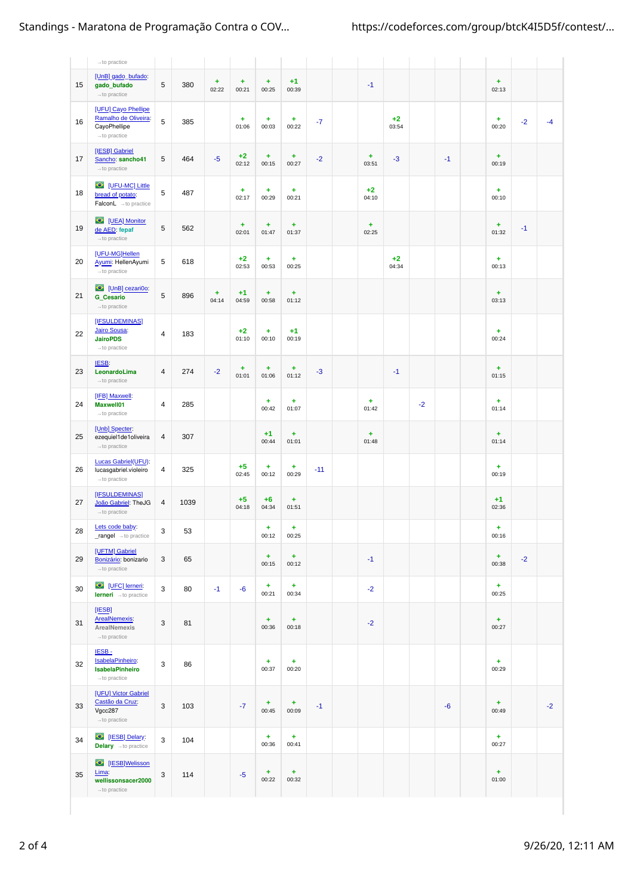| | | | | | | | | | | | | | | | | | |
|---|---|---|---|---|---|---|---|---|---|---|---|---|---|---|---|---|---|
| | →to practice | | | | | | | | | | | | | | | | |
| 15 | [UnB] gado_bufado: **gado_bufado** →to practice | 5 | 380 | + 02:22 | + 00:21 | + 00:25 | +1 00:39 | | | -1 | | | | | + 02:13 | | |
| 16 | [UFU] Cayo Phellipe Ramalho de Oliveira: CayoPhellipe →to practice | 5 | 385 | | + 01:06 | + 00:03 | + 00:22 | -7 | | | +2 03:54 | | | | + 00:20 | -2 | -4 |
| 17 | [IESB] Gabriel Sancho: **sancho41** →to practice | 5 | 464 | -5 | +2 02:12 | + 00:15 | + 00:27 | -2 | | + 03:51 | -3 | | -1 | | + 00:19 | | |
| 18 | [UFU-MC] Little bread of potato: FalconL →to practice | 5 | 487 | | + 02:17 | + 00:29 | + 00:21 | | | +2 04:10 | | | | | + 00:10 | | |
| 19 | [UEA] Monitor de AED: **fepaf** →to practice | 5 | 562 | | + 02:01 | + 01:47 | + 01:37 | | | + 02:25 | | | | | + 01:32 | -1 | |
| 20 | [UFU-MG]Hellen Ayumi: HellenAyumi →to practice | 5 | 618 | | +2 02:53 | + 00:53 | + 00:25 | | | | +2 04:34 | | | | + 00:13 | | |
| 21 | [UnB] cezari0o: **G_Cesario** →to practice | 5 | 896 | + 04:14 | +1 04:59 | + 00:58 | + 01:12 | | | | | | | | + 03:13 | | |
| 22 | [IFSULDEMINAS] Jairo Sousa: **JairoPDS** →to practice | 4 | 183 | | +2 01:10 | + 00:10 | +1 00:19 | | | | | | | | + 00:24 | | |
| 23 | IESB: **LeonardoLima** →to practice | 4 | 274 | -2 | + 01:01 | + 01:06 | + 01:12 | -3 | | | -1 | | | | + 01:15 | | |
| 24 | [IFB] Maxwell: **Maxwell01** →to practice | 4 | 285 | | | + 00:42 | + 01:07 | | | + 01:42 | | -2 | | | + 01:14 | | |
| 25 | [Unb] Specter: ezequiel1de1oliveira →to practice | 4 | 307 | | | +1 00:44 | + 01:01 | | | + 01:48 | | | | | + 01:14 | | |
| 26 | Lucas Gabriel(UFU): lucasgabriel.violeiro →to practice | 4 | 325 | | +5 02:45 | + 00:12 | + 00:29 | -11 | | | | | | | + 00:19 | | |
| 27 | [IFSULDEMINAS] João Gabriel: TheJG →to practice | 4 | 1039 | | +5 04:18 | +6 04:34 | + 01:51 | | | | | | | | +1 02:36 | | |
| 28 | Lets code baby: _rangel →to practice | 3 | 53 | | | + 00:12 | + 00:25 | | | | | | | | + 00:16 | | |
| 29 | [UFTM] Gabriel Bonizário: bonizario →to practice | 3 | 65 | | | + 00:15 | + 00:12 | | | -1 | | | | | + 00:38 | -2 | |
| 30 | [UFC] lerneri: **lerneri** →to practice | 3 | 80 | -1 | -6 | + 00:21 | + 00:34 | | | -2 | | | | | + 00:25 | | |
| 31 | [IESB] ArealNemexis: **ArealNemexis** →to practice | 3 | 81 | | | + 00:36 | + 00:18 | | | -2 | | | | | + 00:27 | | |
| 32 | IESB - IsabelaPinheiro: **IsabelaPinheiro** →to practice | 3 | 86 | | | + 00:37 | + 00:20 | | | | | | | | + 00:29 | | |
| 33 | [UFU] Victor Gabriel Castão da Cruz: Vgcc287 →to practice | 3 | 103 | | -7 | + 00:45 | + 00:09 | -1 | | | | | -6 | | + 00:49 | | -2 |
| 34 | [IESB] Delary: **Delary** →to practice | 3 | 104 | | | + 00:36 | + 00:41 | | | | | | | | + 00:27 | | |
| 35 | [IESB]Welisson Lima: **wellissonsacer2000** →to practice | 3 | 114 | | -5 | + 00:22 | + 00:32 | | | | | | | | + 01:00 | | |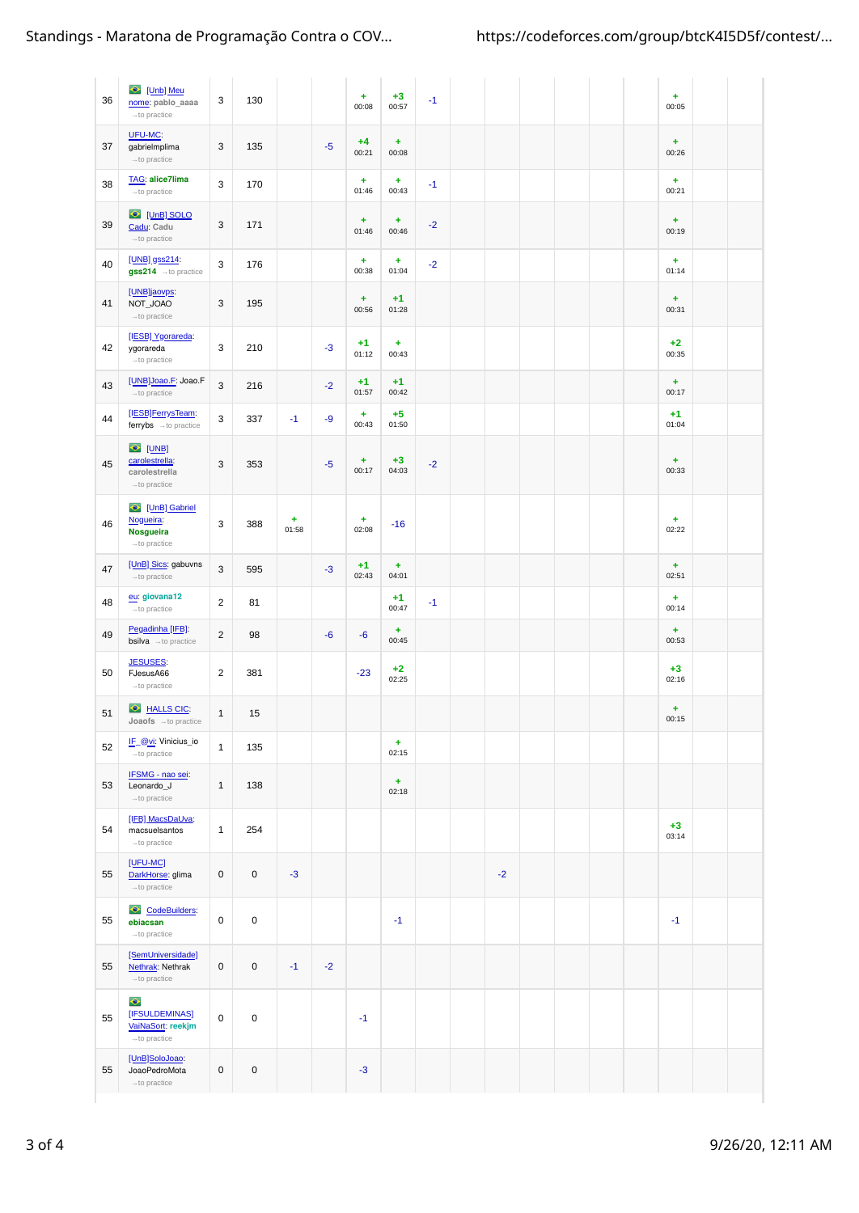| | | | | | | | | | | | | | | | | | |
|---|---|---|---|---|---|---|---|---|---|---|---|---|---|---|---|---|---|
| 36 | [UnB] Meu nome: pablo_aaaa →to practice | 3 | 130 | | | + 00:08 | +3 00:57 | -1 | | | | | | | + 00:05 | | |
| 37 | UFU-MC: gabrielmplima →to practice | 3 | 135 | | -5 | +4 00:21 | + 00:08 | | | | | | | | + 00:26 | | |
| 38 | TAG: alice7lima →to practice | 3 | 170 | | | + 01:46 | + 00:43 | -1 | | | | | | | + 00:21 | | |
| 39 | [UnB] SOLO Cadu: Cadu →to practice | 3 | 171 | | | + 01:46 | + 00:46 | -2 | | | | | | | + 00:19 | | |
| 40 | [UNB] gss214: gss214 →to practice | 3 | 176 | | | + 00:38 | + 01:04 | -2 | | | | | | | + 01:14 | | |
| 41 | [UNB]jaovps: NOT_JOAO →to practice | 3 | 195 | | | + 00:56 | +1 01:28 | | | | | | | | + 00:31 | | |
| 42 | [IESB] Ygorareda: ygorareda →to practice | 3 | 210 | | -3 | +1 01:12 | + 00:43 | | | | | | | | +2 00:35 | | |
| 43 | [UNB]Joao.F: Joao.F →to practice | 3 | 216 | | -2 | +1 01:57 | +1 00:42 | | | | | | | | + 00:17 | | |
| 44 | [IESB]FerrysTeam: ferrybs →to practice | 3 | 337 | -1 | -9 | + 00:43 | +5 01:50 | | | | | | | | +1 01:04 | | |
| 45 | [UNB] carolestrella: carolestrella →to practice | 3 | 353 | | -5 | + 00:17 | +3 04:03 | -2 | | | | | | | + 00:33 | | |
| 46 | [UnB] Gabriel Nogueira: Nosgueira →to practice | 3 | 388 | + 01:58 | | + 02:08 | -16 | | | | | | | | + 02:22 | | |
| 47 | [UnB] Sics: gabuvns →to practice | 3 | 595 | | -3 | +1 02:43 | + 04:01 | | | | | | | | + 02:51 | | |
| 48 | eu: giovana12 →to practice | 2 | 81 | | | | +1 00:47 | -1 | | | | | | | + 00:14 | | |
| 49 | Pegadinha [IFB]: bsilva →to practice | 2 | 98 | | -6 | -6 | + 00:45 | | | | | | | | + 00:53 | | |
| 50 | JESUSES: FJesusA66 →to practice | 2 | 381 | | | -23 | +2 02:25 | | | | | | | | +3 02:16 | | |
| 51 | HALLS CIC: Joaofs →to practice | 1 | 15 | | | | | | | | | | | | + 00:15 | | |
| 52 | IF_@vi: Vinicius_io →to practice | 1 | 135 | | | | + 02:15 | | | | | | | | | | |
| 53 | IFSMG - nao sei: Leonardo_J →to practice | 1 | 138 | | | | + 02:18 | | | | | | | | | | |
| 54 | [IFB] MacsDaUva: macsuelsantos →to practice | 1 | 254 | | | | | | | | | | | | +3 03:14 | | |
| 55 | [UFU-MC] DarkHorse: glima →to practice | 0 | 0 | -3 | | | | | | -2 | | | | | | | |
| 55 | CodeBuilders: ebiacsan →to practice | 0 | 0 | | | | -1 | | | | | | | | -1 | | |
| 55 | [SemUniversidade] Nethrak: Nethrak →to practice | 0 | 0 | -1 | -2 | | | | | | | | | | | | |
| 55 | [IFSULDEMINAS] VaiNaSort: reekjm →to practice | 0 | 0 | | | -1 | | | | | | | | | | | |
| 55 | [UnB]SoloJoao: JoaoPedroMota →to practice | 0 | 0 | | | -3 | | | | | | | | | | | |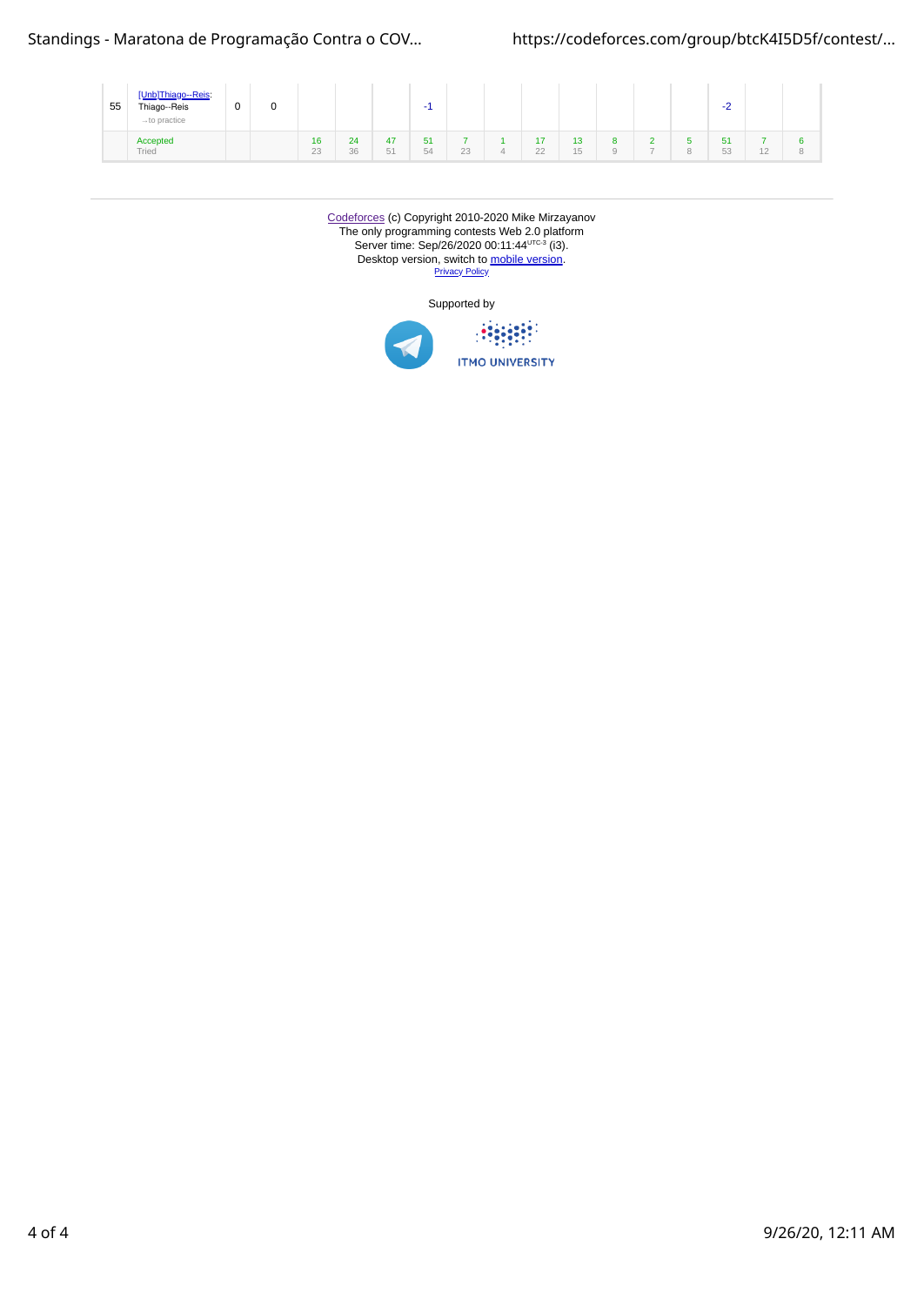| | | | | | | | | | | | | | | | | | | |
|---|---|---|---|---|---|---|---|---|---|---|---|---|---|---|---|---|---|---|
| 55 | [Unb]Thiago--Reis: Thiago--Reis →to practice | 0 | 0 | | | | -1 | | | | | | | | -2 | | |
| | Accepted Tried | | | 16 23 | 24 36 | 47 51 | 51 54 | 7 23 | 1 4 | 17 22 | 13 15 | 8 9 | 2 7 | 5 8 | 51 53 | 7 12 | 6 8 |

Codeforces (c) Copyright 2010-2020 Mike Mirzayanov
The only programming contests Web 2.0 platform
Server time: Sep/26/2020 00:11:44[UTC-3] (i3).
Desktop version, switch to mobile version.
Privacy Policy

Supported by

ITMO UNIVERSITY